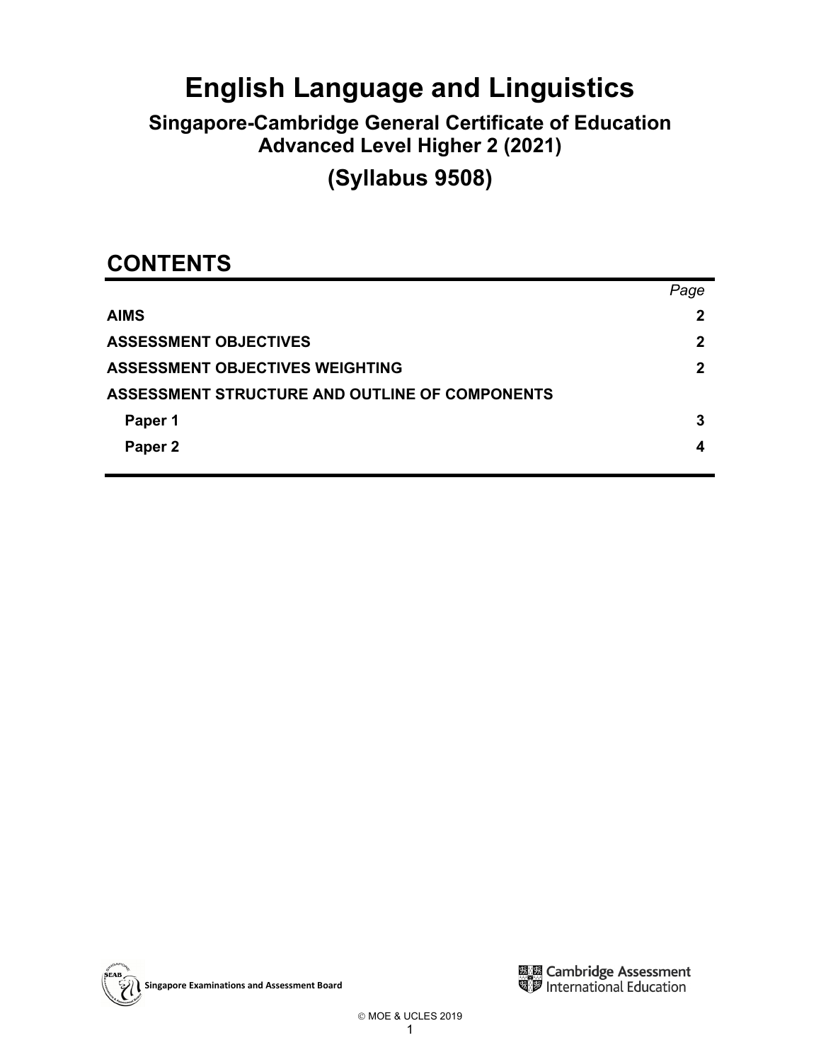# English Language and Linguistics

### Singapore-Cambridge General Certificate of Education Advanced Level Higher 2 (2021)

## (Syllabus 9508)

## CONTENTS

| | *Page* |
|---|---|
| **AIMS** | **2** |
| **ASSESSMENT OBJECTIVES** | **2** |
| **ASSESSMENT OBJECTIVES WEIGHTING** | **2** |
| **ASSESSMENT STRUCTURE AND OUTLINE OF COMPONENTS** | |
| **Paper 1** | **3** |
| **Paper 2** | **4** |

Singapore Examinations and Assessment Board

Cambridge Assessment International Education

© MOE & UCLES 2019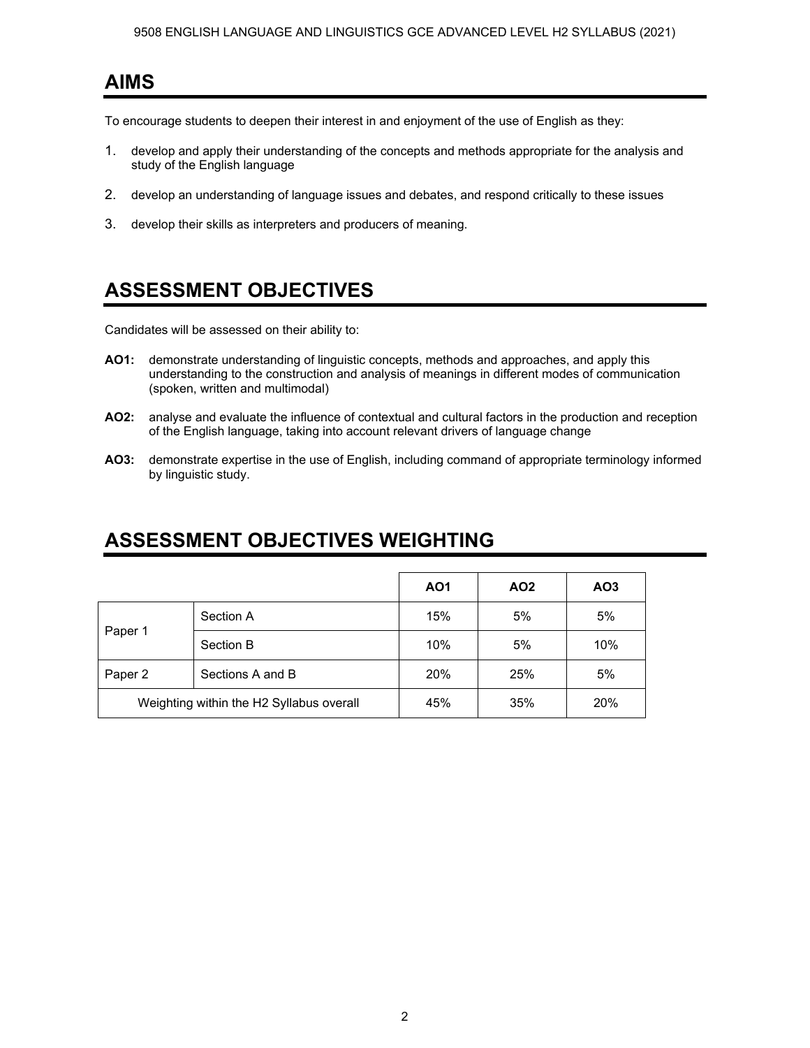## AIMS

To encourage students to deepen their interest in and enjoyment of the use of English as they:

1. develop and apply their understanding of the concepts and methods appropriate for the analysis and study of the English language
2. develop an understanding of language issues and debates, and respond critically to these issues
3. develop their skills as interpreters and producers of meaning.

## ASSESSMENT OBJECTIVES

Candidates will be assessed on their ability to:

**AO1:** demonstrate understanding of linguistic concepts, methods and approaches, and apply this understanding to the construction and analysis of meanings in different modes of communication (spoken, written and multimodal)

**AO2:** analyse and evaluate the influence of contextual and cultural factors in the production and reception of the English language, taking into account relevant drivers of language change

**AO3:** demonstrate expertise in the use of English, including command of appropriate terminology informed by linguistic study.

## ASSESSMENT OBJECTIVES WEIGHTING

| | | **AO1** | **AO2** | **AO3** |
|---|---|---|---|---|
| Paper 1 | Section A | 15% | 5% | 5% |
| | Section B | 10% | 5% | 10% |
| Paper 2 | Sections A and B | 20% | 25% | 5% |
| Weighting within the H2 Syllabus overall | | 45% | 35% | 20% |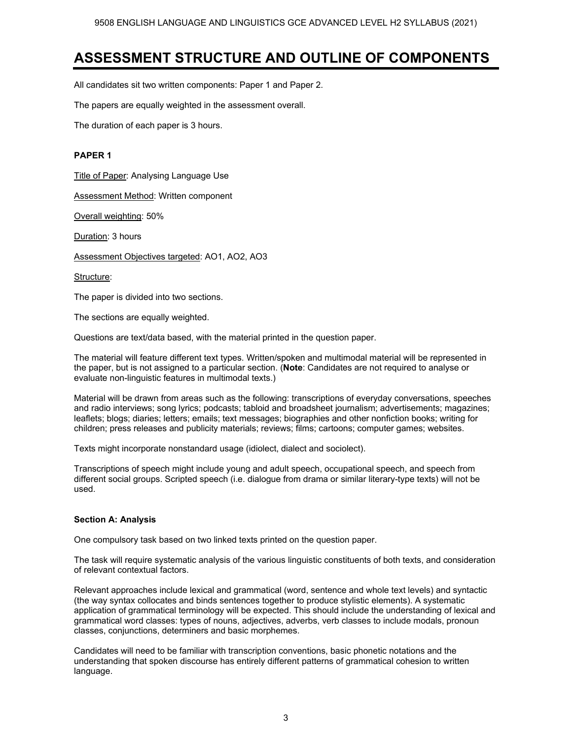# ASSESSMENT STRUCTURE AND OUTLINE OF COMPONENTS

All candidates sit two written components: Paper 1 and Paper 2.

The papers are equally weighted in the assessment overall.

The duration of each paper is 3 hours.

**PAPER 1**

<u>Title of Paper</u>: Analysing Language Use

<u>Assessment Method</u>: Written component

<u>Overall weighting</u>: 50%

<u>Duration</u>: 3 hours

<u>Assessment Objectives targeted</u>: AO1, AO2, AO3

<u>Structure</u>:

The paper is divided into two sections.

The sections are equally weighted.

Questions are text/data based, with the material printed in the question paper.

The material will feature different text types. Written/spoken and multimodal material will be represented in the paper, but is not assigned to a particular section. (**Note**: Candidates are not required to analyse or evaluate non-linguistic features in multimodal texts.)

Material will be drawn from areas such as the following: transcriptions of everyday conversations, speeches and radio interviews; song lyrics; podcasts; tabloid and broadsheet journalism; advertisements; magazines; leaflets; blogs; diaries; letters; emails; text messages; biographies and other nonfiction books; writing for children; press releases and publicity materials; reviews; films; cartoons; computer games; websites.

Texts might incorporate nonstandard usage (idiolect, dialect and sociolect).

Transcriptions of speech might include young and adult speech, occupational speech, and speech from different social groups. Scripted speech (i.e. dialogue from drama or similar literary-type texts) will not be used.

**Section A: Analysis**

One compulsory task based on two linked texts printed on the question paper.

The task will require systematic analysis of the various linguistic constituents of both texts, and consideration of relevant contextual factors.

Relevant approaches include lexical and grammatical (word, sentence and whole text levels) and syntactic (the way syntax collocates and binds sentences together to produce stylistic elements). A systematic application of grammatical terminology will be expected. This should include the understanding of lexical and grammatical word classes: types of nouns, adjectives, adverbs, verb classes to include modals, pronoun classes, conjunctions, determiners and basic morphemes.

Candidates will need to be familiar with transcription conventions, basic phonetic notations and the understanding that spoken discourse has entirely different patterns of grammatical cohesion to written language.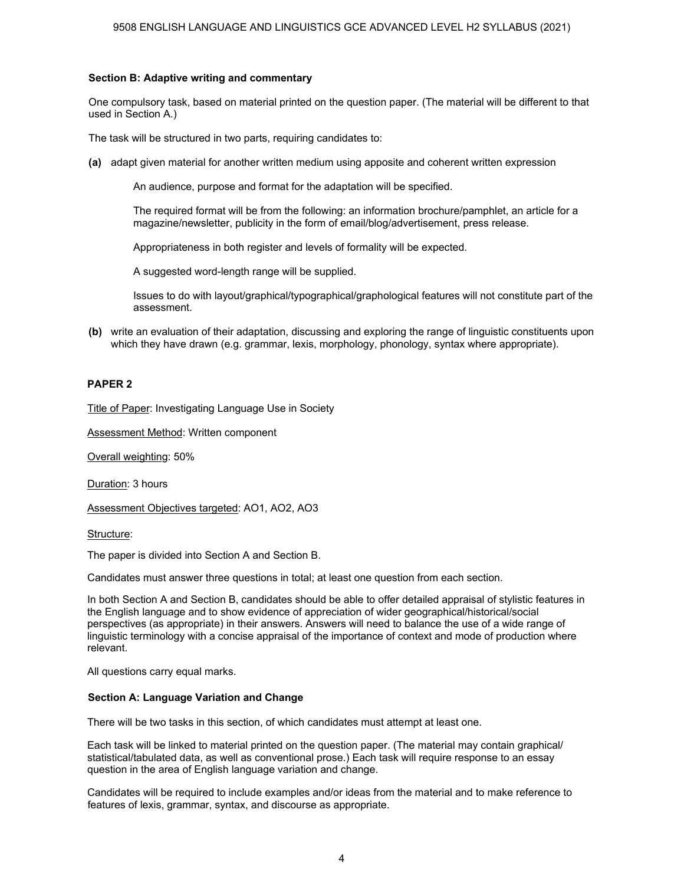**Section B: Adaptive writing and commentary**

One compulsory task, based on material printed on the question paper. (The material will be different to that used in Section A.)

The task will be structured in two parts, requiring candidates to:

**(a)** adapt given material for another written medium using apposite and coherent written expression

An audience, purpose and format for the adaptation will be specified.

The required format will be from the following: an information brochure/pamphlet, an article for a magazine/newsletter, publicity in the form of email/blog/advertisement, press release.

Appropriateness in both register and levels of formality will be expected.

A suggested word-length range will be supplied.

Issues to do with layout/graphical/typographical/graphological features will not constitute part of the assessment.

**(b)** write an evaluation of their adaptation, discussing and exploring the range of linguistic constituents upon which they have drawn (e.g. grammar, lexis, morphology, phonology, syntax where appropriate).

**PAPER 2**

Title of Paper: Investigating Language Use in Society

Assessment Method: Written component

Overall weighting: 50%

Duration: 3 hours

Assessment Objectives targeted: AO1, AO2, AO3

Structure:

The paper is divided into Section A and Section B.

Candidates must answer three questions in total; at least one question from each section.

In both Section A and Section B, candidates should be able to offer detailed appraisal of stylistic features in the English language and to show evidence of appreciation of wider geographical/historical/social perspectives (as appropriate) in their answers. Answers will need to balance the use of a wide range of linguistic terminology with a concise appraisal of the importance of context and mode of production where relevant.

All questions carry equal marks.

**Section A: Language Variation and Change**

There will be two tasks in this section, of which candidates must attempt at least one.

Each task will be linked to material printed on the question paper. (The material may contain graphical/statistical/tabulated data, as well as conventional prose.) Each task will require response to an essay question in the area of English language variation and change.

Candidates will be required to include examples and/or ideas from the material and to make reference to features of lexis, grammar, syntax, and discourse as appropriate.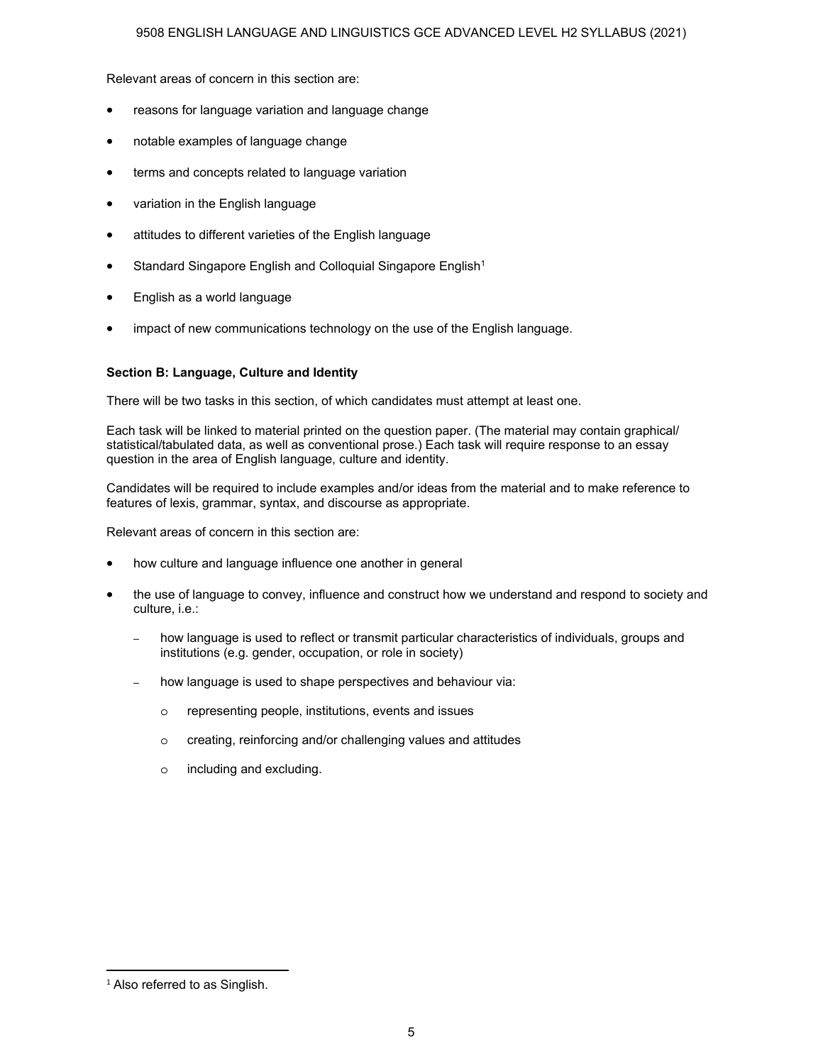Relevant areas of concern in this section are:

- reasons for language variation and language change
- notable examples of language change
- terms and concepts related to language variation
- variation in the English language
- attitudes to different varieties of the English language
- Standard Singapore English and Colloquial Singapore English[1]
- English as a world language
- impact of new communications technology on the use of the English language.

**Section B: Language, Culture and Identity**

There will be two tasks in this section, of which candidates must attempt at least one.

Each task will be linked to material printed on the question paper. (The material may contain graphical/ statistical/tabulated data, as well as conventional prose.) Each task will require response to an essay question in the area of English language, culture and identity.

Candidates will be required to include examples and/or ideas from the material and to make reference to features of lexis, grammar, syntax, and discourse as appropriate.

Relevant areas of concern in this section are:

- how culture and language influence one another in general
- the use of language to convey, influence and construct how we understand and respond to society and culture, i.e.:
  - how language is used to reflect or transmit particular characteristics of individuals, groups and institutions (e.g. gender, occupation, or role in society)
  - how language is used to shape perspectives and behaviour via:
    - representing people, institutions, events and issues
    - creating, reinforcing and/or challenging values and attitudes
    - including and excluding.

---

[1] Also referred to as Singlish.